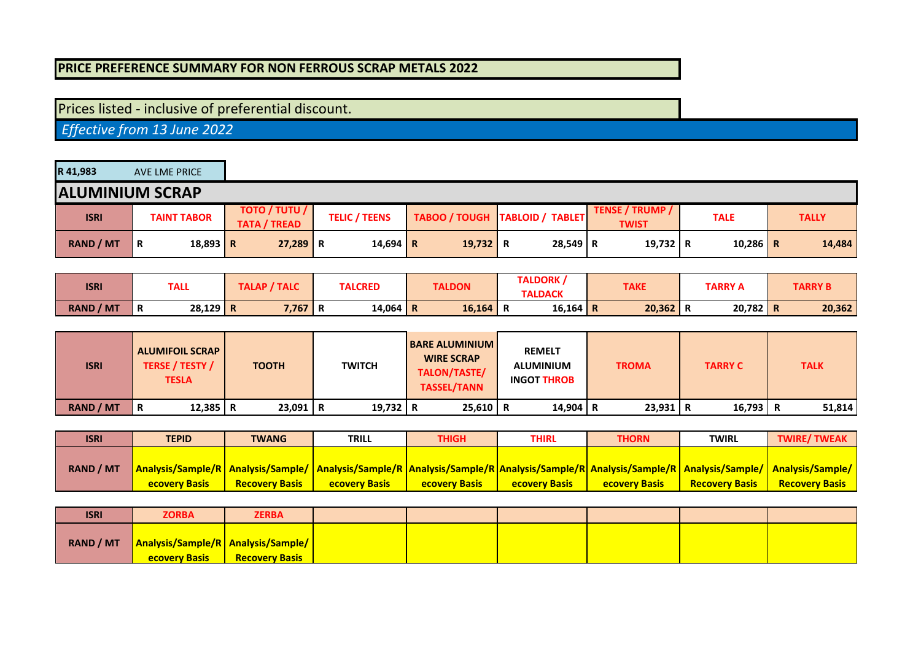**PRICE PREFERENCE SUMMARY FOR NON FERROUS SCRAP METALS 2022**

Prices listed - inclusive of preferential discount.

*Effective from 13 June 2022*

**R 41,983** AVE LME PRICE

## ALUMINIUM SCRAP

| ISRI | TAINT TABOR | TOTO / TUTU / TATA / TREAD | TELIC / TEENS | TABOO / TOUGH | TABLOID / TABLET | TENSE / TRUMP / TWIST | TALE | TALLY |
|---|---|---|---|---|---|---|---|---|
| RAND / MT | R 18,893 | R 27,289 | R 14,694 | R 19,732 | R 28,549 | R 19,732 | R 10,286 | R 14,484 |

| ISRI | TALL | TALAP / TALC | TALCRED | TALDON | TALDORK / TALDACK | TAKE | TARRY A | TARRY B |
|---|---|---|---|---|---|---|---|---|
| RAND / MT | R 28,129 | R 7,767 | R 14,064 | R 16,164 | R 16,164 | R 20,362 | R 20,782 | R 20,362 |

| ISRI | ALUMIFOIL SCRAP TERSE / TESTY / TESLA | TOOTH | TWITCH | BARE ALUMINIUM WIRE SCRAP TALON/TASTE/ TASSEL/TANN | REMELT ALUMINIUM INGOT THROB | TROMA | TARRY C | TALK |
|---|---|---|---|---|---|---|---|---|
| RAND / MT | R 12,385 | R 23,091 | R 19,732 | R 25,610 | R 14,904 | R 23,931 | R 16,793 | R 51,814 |

| ISRI | TEPID | TWANG | TRILL | THIGH | THIRL | THORN | TWIRL | TWIRE/ TWEAK |
|---|---|---|---|---|---|---|---|---|
| RAND / MT | Analysis/Sample/Recovery Basis | Analysis/Sample/ Recovery Basis | Analysis/Sample/Recovery Basis | Analysis/Sample/Recovery Basis | Analysis/Sample/Recovery Basis | Analysis/Sample/Recovery Basis | Analysis/Sample/ Recovery Basis | Analysis/Sample/ Recovery Basis |

| ISRI | ZORBA | ZERBA | | | | | | |
|---|---|---|---|---|---|---|---|---|
| RAND / MT | Analysis/Sample/Recovery Basis | Analysis/Sample/ Recovery Basis | | | | | | |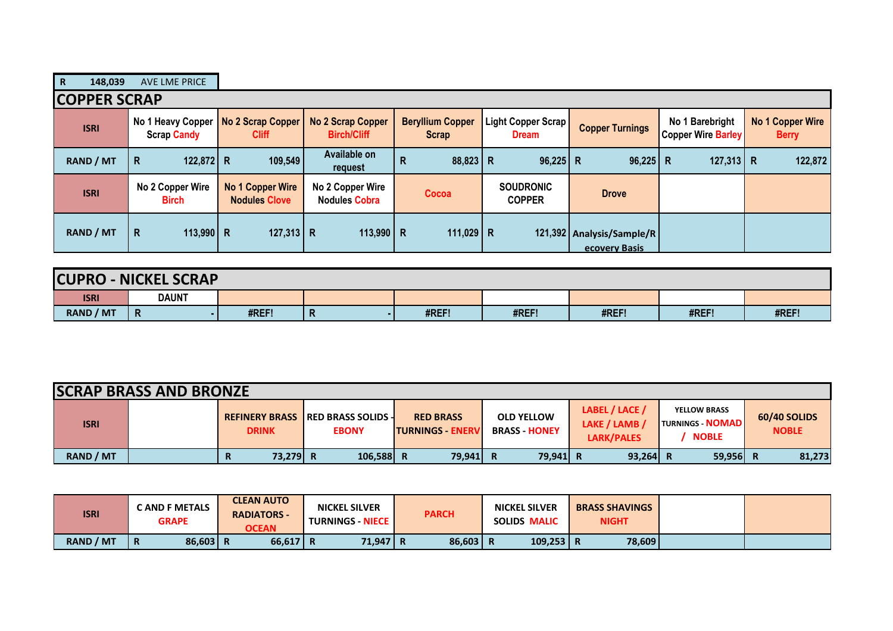| R 148,039 | AVE LME PRICE |
|---|---|

## COPPER SCRAP

| ISRI | No 1 Heavy Copper Scrap Candy | No 2 Scrap Copper Cliff | No 2 Scrap Copper Birch/Cliff | Beryllium Copper Scrap | Light Copper Scrap Dream | Copper Turnings | No 1 Barebright Copper Wire Barley | No 1 Copper Wire Berry |
|---|---|---|---|---|---|---|---|---|
| RAND / MT | R 122,872 | R 109,549 | Available on request | R 88,823 | R 96,225 | R 96,225 | R 127,313 | R 122,872 |
| ISRI | No 2 Copper Wire Birch | No 1 Copper Wire Nodules Clove | No 2 Copper Wire Nodules Cobra | Cocoa | SOUDRONIC COPPER | Drove | | |
| RAND / MT | R 113,990 | R 127,313 | R 113,990 | R 111,029 | R 121,392 | Analysis/Sample/Recovery Basis | | |

## CUPRO - NICKEL SCRAP

| ISRI | DAUNT | | | | | | | |
|---|---|---|---|---|---|---|---|---|
| RAND / MT | R - | #REF! | R - | #REF! | #REF! | #REF! | #REF! | #REF! |

## SCRAP BRASS AND BRONZE

| ISRI | | REFINERY BRASS DRINK | RED BRASS SOLIDS - EBONY | RED BRASS TURNINGS - ENERV | OLD YELLOW BRASS - HONEY | LABEL / LACE / LAKE / LAMB / LARK/PALES | YELLOW BRASS TURNINGS - NOMAD / NOBLE | 60/40 SOLIDS NOBLE |
|---|---|---|---|---|---|---|---|---|
| RAND / MT | | R 73,279 | R 106,588 | R 79,941 | R 79,941 | R 93,264 | R 59,956 | R 81,273 |

| ISRI | C AND F METALS GRAPE | CLEAN AUTO RADIATORS - OCEAN | NICKEL SILVER TURNINGS - NIECE | PARCH | NICKEL SILVER SOLIDS MALIC | BRASS SHAVINGS NIGHT | | |
|---|---|---|---|---|---|---|---|---|
| RAND / MT | R 86,603 | R 66,617 | R 71,947 | R 86,603 | R 109,253 | R 78,609 | | |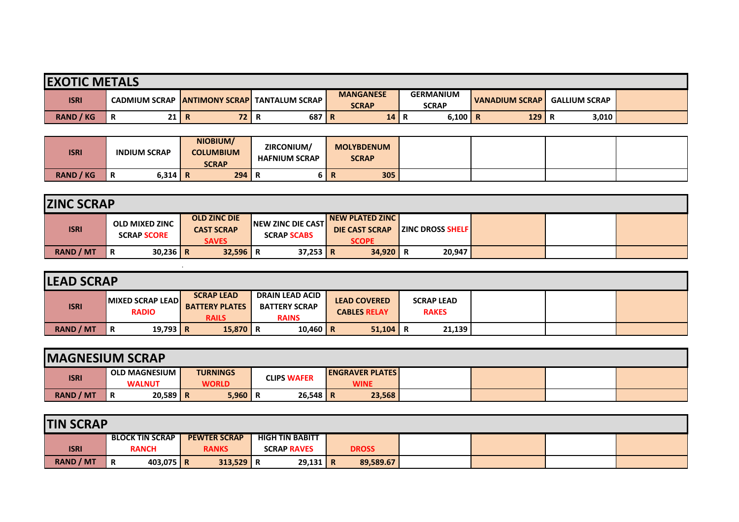## EXOTIC METALS

| ISRI | CADMIUM SCRAP | ANTIMONY SCRAP | TANTALUM SCRAP | MANGANESE SCRAP | GERMANIUM SCRAP | VANADIUM SCRAP | GALLIUM SCRAP | |
|---|---|---|---|---|---|---|---|---|
| RAND / KG | R 21 | R 72 | R 687 | R 14 | R 6,100 | R 129 | R 3,010 | |

| ISRI | INDIUM SCRAP | NIOBIUM/ COLUMBIUM SCRAP | ZIRCONIUM/ HAFNIUM SCRAP | MOLYBDENUM SCRAP | | | | |
|---|---|---|---|---|---|---|---|---|
| RAND / KG | R 6,314 | R 294 | R 6 | R 305 | | | | |

## ZINC SCRAP

| ISRI | OLD MIXED ZINC SCRAP SCORE | OLD ZINC DIE CAST SCRAP SAVES | NEW ZINC DIE CAST SCRAP SCABS | NEW PLATED ZINC DIE CAST SCRAP SCOPE | ZINC DROSS SHELF | | | |
|---|---|---|---|---|---|---|---|---|
| RAND / MT | R 30,236 | R 32,596 | R 37,253 | R 34,920 | R 20,947 | | | |

## LEAD SCRAP

| ISRI | MIXED SCRAP LEAD RADIO | SCRAP LEAD BATTERY PLATES RAILS | DRAIN LEAD ACID BATTERY SCRAP RAINS | LEAD COVERED CABLES RELAY | SCRAP LEAD RAKES | | | |
|---|---|---|---|---|---|---|---|---|
| RAND / MT | R 19,793 | R 15,870 | R 10,460 | R 51,104 | R 21,139 | | | |

## MAGNESIUM SCRAP

| ISRI | OLD MAGNESIUM WALNUT | TURNINGS WORLD | CLIPS WAFER | ENGRAVER PLATES WINE | | | | |
|---|---|---|---|---|---|---|---|---|
| RAND / MT | R 20,589 | R 5,960 | R 26,548 | R 23,568 | | | | |

## TIN SCRAP

| ISRI | BLOCK TIN SCRAP RANCH | PEWTER SCRAP RANKS | HIGH TIN BABITT SCRAP RAVES | DROSS | | | | |
|---|---|---|---|---|---|---|---|---|
| RAND / MT | R 403,075 | R 313,529 | R 29,131 | R 89,589.67 | | | | |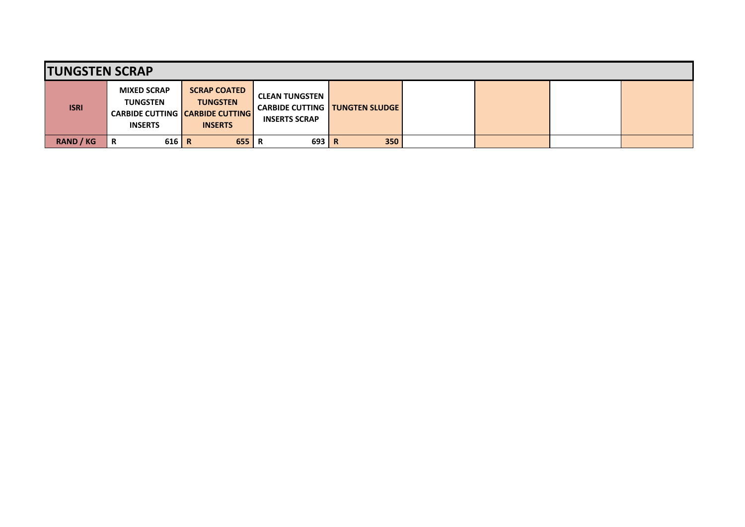## TUNGSTEN SCRAP

| ISRI | MIXED SCRAP TUNGSTEN CARBIDE CUTTING INSERTS | SCRAP COATED TUNGSTEN CARBIDE CUTTING INSERTS | CLEAN TUNGSTEN CARBIDE CUTTING INSERTS SCRAP | TUNGTEN SLUDGE | | | | |
|---|---|---|---|---|---|---|---|---|
| RAND / KG | R 616 | R 655 | R 693 | R 350 | | | | |